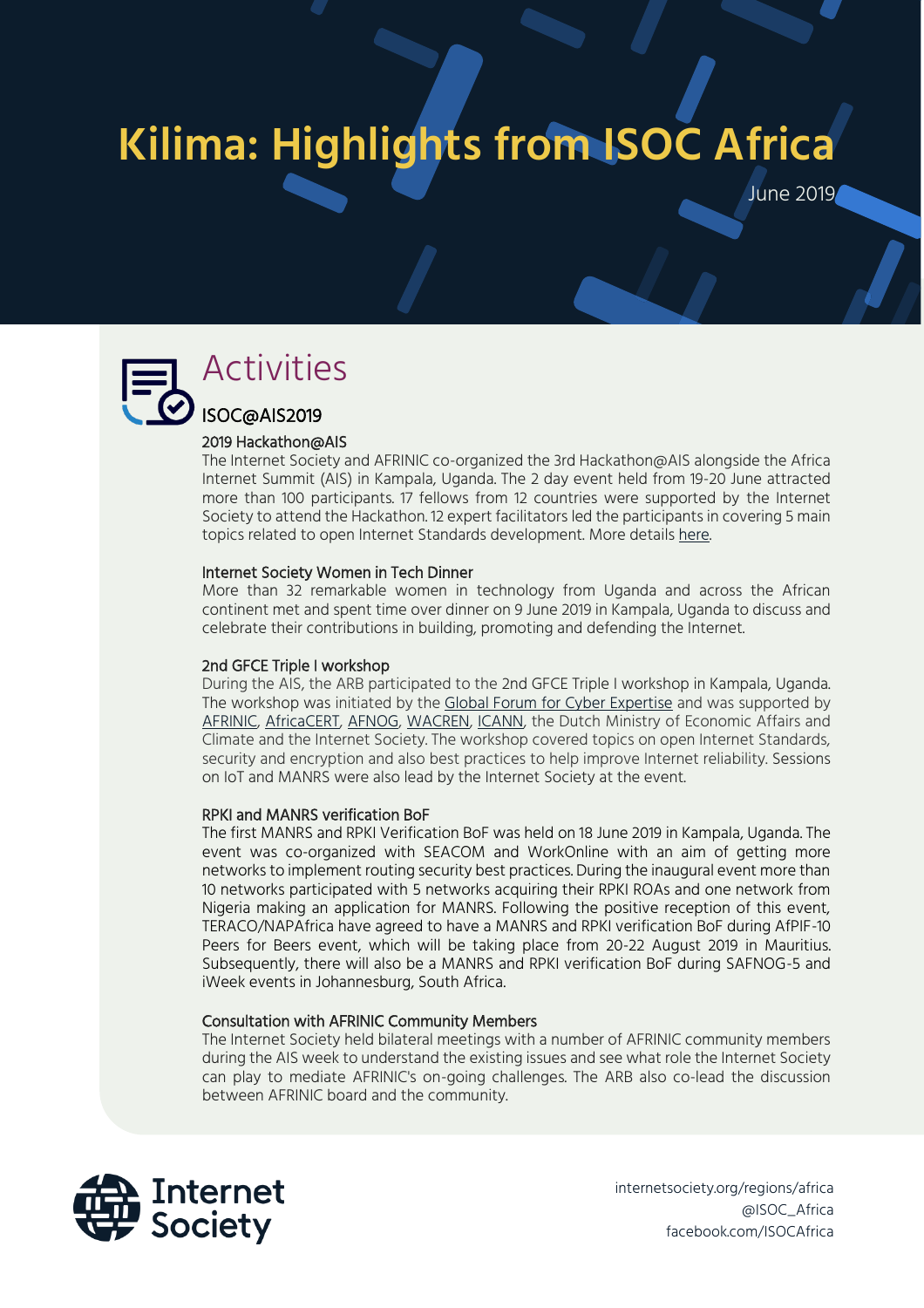# Kilima: Highlights from ISOC Africa

June 2019

## Activities

### ISOC@AIS2019

#### 2019 Hackathon@AIS

The Internet Society and AFRINIC co-organized the 3rd Hackathon@AIS alongside the Africa Internet Summit (AIS) in Kampala, Uganda. The 2 day event held from 19-20 June attracted more than 100 participants. 17 fellows from 12 countries were supported by the Internet Society to attend the Hackathon. 12 expert facilitators led the participants in covering 5 main topics related to open Internet Standards development. More details here.

#### Internet Society Women in Tech Dinner

More than 32 remarkable women in technology from Uganda and across the African continent met and spent time over dinner on 9 June 2019 in Kampala, Uganda to discuss and celebrate their contributions in building, promoting and defending the Internet.

#### 2nd GFCE Triple I workshop

During the AIS, the ARB participated to the 2nd GFCE Triple I workshop in Kampala, Uganda. The workshop was initiated by the Global Forum for Cyber Expertise and was supported by AFRINIC, AfricaCERT, AFNOG, WACREN, ICANN, the Dutch Ministry of Economic Affairs and Climate and the Internet Society. The workshop covered topics on open Internet Standards, security and encryption and also best practices to help improve Internet reliability. Sessions on IoT and MANRS were also lead by the Internet Society at the event.

#### RPKI and MANRS verification BoF

The first MANRS and RPKI Verification BoF was held on 18 June 2019 in Kampala, Uganda. The event was co-organized with SEACOM and WorkOnline with an aim of getting more networks to implement routing security best practices. During the inaugural event more than 10 networks participated with 5 networks acquiring their RPKI ROAs and one network from Nigeria making an application for MANRS. Following the positive reception of this event, TERACO/NAPAfrica have agreed to have a MANRS and RPKI verification BoF during AfPIF-10 Peers for Beers event, which will be taking place from 20-22 August 2019 in Mauritius. Subsequently, there will also be a MANRS and RPKI verification BoF during SAFNOG-5 and iWeek events in Johannesburg, South Africa.

#### Consultation with AFRINIC Community Members

The Internet Society held bilateral meetings with a number of AFRINIC community members during the AIS week to understand the existing issues and see what role the Internet Society can play to mediate AFRINIC's on-going challenges. The ARB also co-lead the discussion between AFRINIC board and the community.

Internet Society

internetsociety.org/regions/africa
@ISOC_Africa
facebook.com/ISOCAfrica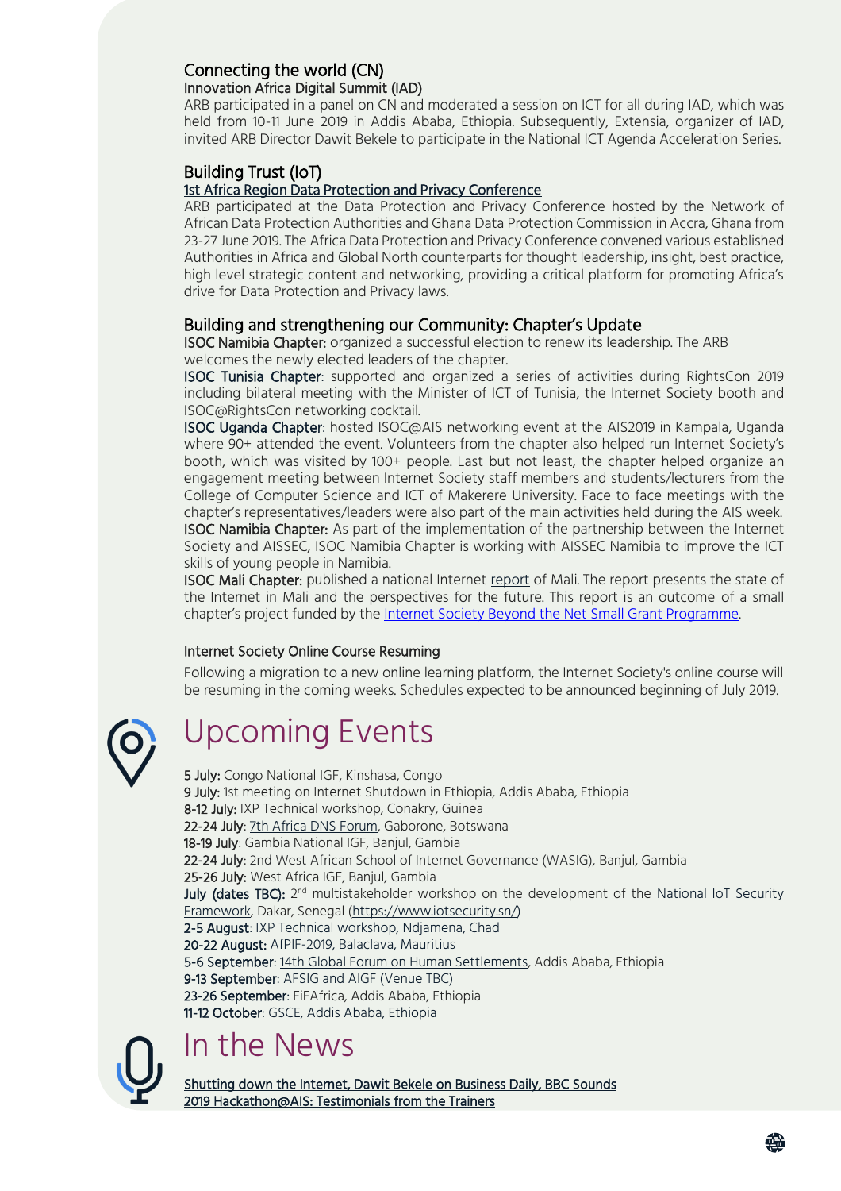## Connecting the world (CN)

### Innovation Africa Digital Summit (IAD)

ARB participated in a panel on CN and moderated a session on ICT for all during IAD, which was held from 10-11 June 2019 in Addis Ababa, Ethiopia. Subsequently, Extensia, organizer of IAD, invited ARB Director Dawit Bekele to participate in the National ICT Agenda Acceleration Series.

## Building Trust (IoT)

### 1st Africa Region Data Protection and Privacy Conference

ARB participated at the Data Protection and Privacy Conference hosted by the Network of African Data Protection Authorities and Ghana Data Protection Commission in Accra, Ghana from 23-27 June 2019. The Africa Data Protection and Privacy Conference convened various established Authorities in Africa and Global North counterparts for thought leadership, insight, best practice, high level strategic content and networking, providing a critical platform for promoting Africa's drive for Data Protection and Privacy laws.

## Building and strengthening our Community: Chapter's Update

**ISOC Namibia Chapter:** organized a successful election to renew its leadership. The ARB welcomes the newly elected leaders of the chapter.

**ISOC Tunisia Chapter**: supported and organized a series of activities during RightsCon 2019 including bilateral meeting with the Minister of ICT of Tunisia, the Internet Society booth and ISOC@RightsCon networking cocktail.

**ISOC Uganda Chapter**: hosted ISOC@AIS networking event at the AIS2019 in Kampala, Uganda where 90+ attended the event. Volunteers from the chapter also helped run Internet Society's booth, which was visited by 100+ people. Last but not least, the chapter helped organize an engagement meeting between Internet Society staff members and students/lecturers from the College of Computer Science and ICT of Makerere University. Face to face meetings with the chapter's representatives/leaders were also part of the main activities held during the AIS week.

**ISOC Namibia Chapter:** As part of the implementation of the partnership between the Internet Society and AISSEC, ISOC Namibia Chapter is working with AISSEC Namibia to improve the ICT skills of young people in Namibia.

**ISOC Mali Chapter:** published a national Internet report of Mali. The report presents the state of the Internet in Mali and the perspectives for the future. This report is an outcome of a small chapter's project funded by the Internet Society Beyond the Net Small Grant Programme.

### Internet Society Online Course Resuming

Following a migration to a new online learning platform, the Internet Society's online course will be resuming in the coming weeks. Schedules expected to be announced beginning of July 2019.

# Upcoming Events

**5 July:** Congo National IGF, Kinshasa, Congo
**9 July:** 1st meeting on Internet Shutdown in Ethiopia, Addis Ababa, Ethiopia
**8-12 July:** IXP Technical workshop, Conakry, Guinea
**22-24 July**: 7th Africa DNS Forum, Gaborone, Botswana
**18-19 July**: Gambia National IGF, Banjul, Gambia
**22-24 July**: 2nd West African School of Internet Governance (WASIG), Banjul, Gambia
**25-26 July:** West Africa IGF, Banjul, Gambia
**July (dates TBC):** 2nd multistakeholder workshop on the development of the National IoT Security Framework, Dakar, Senegal (https://www.iotsecurity.sn/)
**2-5 August**: IXP Technical workshop, Ndjamena, Chad
**20-22 August:** AfPIF-2019, Balaclava, Mauritius
**5-6 September**: 14th Global Forum on Human Settlements, Addis Ababa, Ethiopia
**9-13 September**: AFSIG and AIGF (Venue TBC)
**23-26 September**: FiFAfrica, Addis Ababa, Ethiopia
**11-12 October**: GSCE, Addis Ababa, Ethiopia

# In the News

Shutting down the Internet, Dawit Bekele on Business Daily, BBC Sounds
2019 Hackathon@AIS: Testimonials from the Trainers